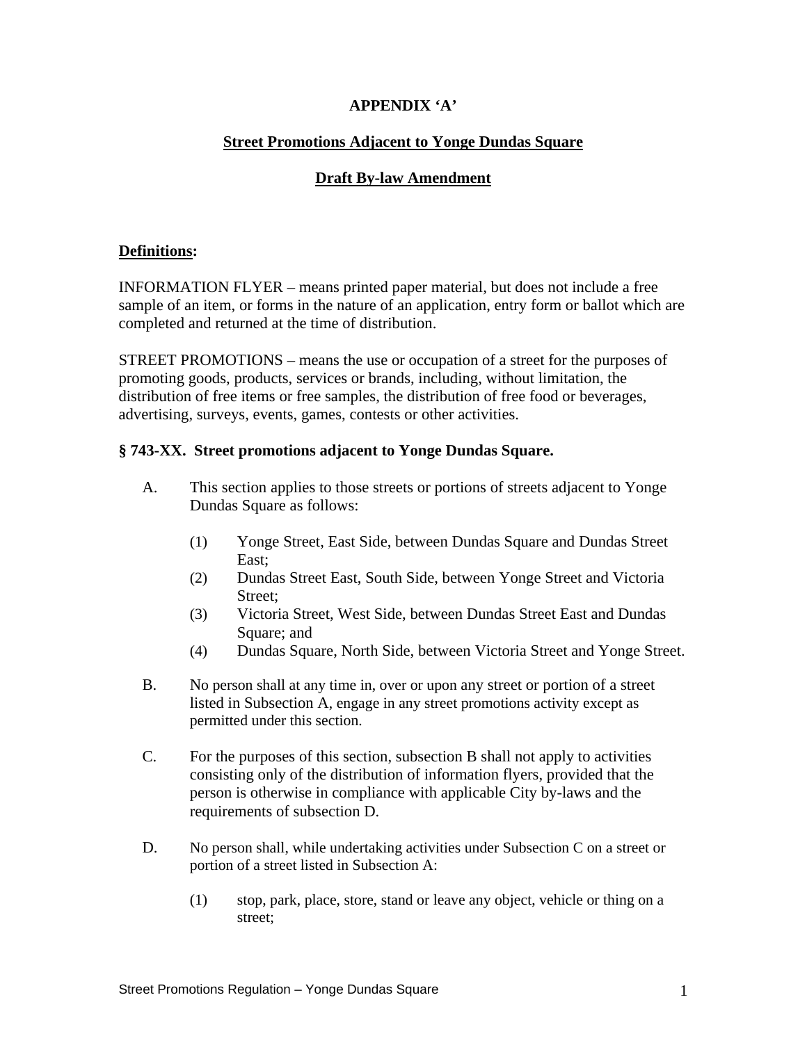**APPENDIX 'A'**

**Street Promotions Adjacent to Yonge Dundas Square**

**Draft By-law Amendment**

**Definitions:**

INFORMATION FLYER – means printed paper material, but does not include a free sample of an item, or forms in the nature of an application, entry form or ballot which are completed and returned at the time of distribution.

STREET PROMOTIONS – means the use or occupation of a street for the purposes of promoting goods, products, services or brands, including, without limitation, the distribution of free items or free samples, the distribution of free food or beverages, advertising, surveys, events, games, contests or other activities.

**§ 743-XX. Street promotions adjacent to Yonge Dundas Square.**

A. This section applies to those streets or portions of streets adjacent to Yonge Dundas Square as follows:

   (1) Yonge Street, East Side, between Dundas Square and Dundas Street East;
   (2) Dundas Street East, South Side, between Yonge Street and Victoria Street;
   (3) Victoria Street, West Side, between Dundas Street East and Dundas Square; and
   (4) Dundas Square, North Side, between Victoria Street and Yonge Street.

B. No person shall at any time in, over or upon any street or portion of a street listed in Subsection A, engage in any street promotions activity except as permitted under this section.

C. For the purposes of this section, subsection B shall not apply to activities consisting only of the distribution of information flyers, provided that the person is otherwise in compliance with applicable City by-laws and the requirements of subsection D.

D. No person shall, while undertaking activities under Subsection C on a street or portion of a street listed in Subsection A:

   (1) stop, park, place, store, stand or leave any object, vehicle or thing on a street;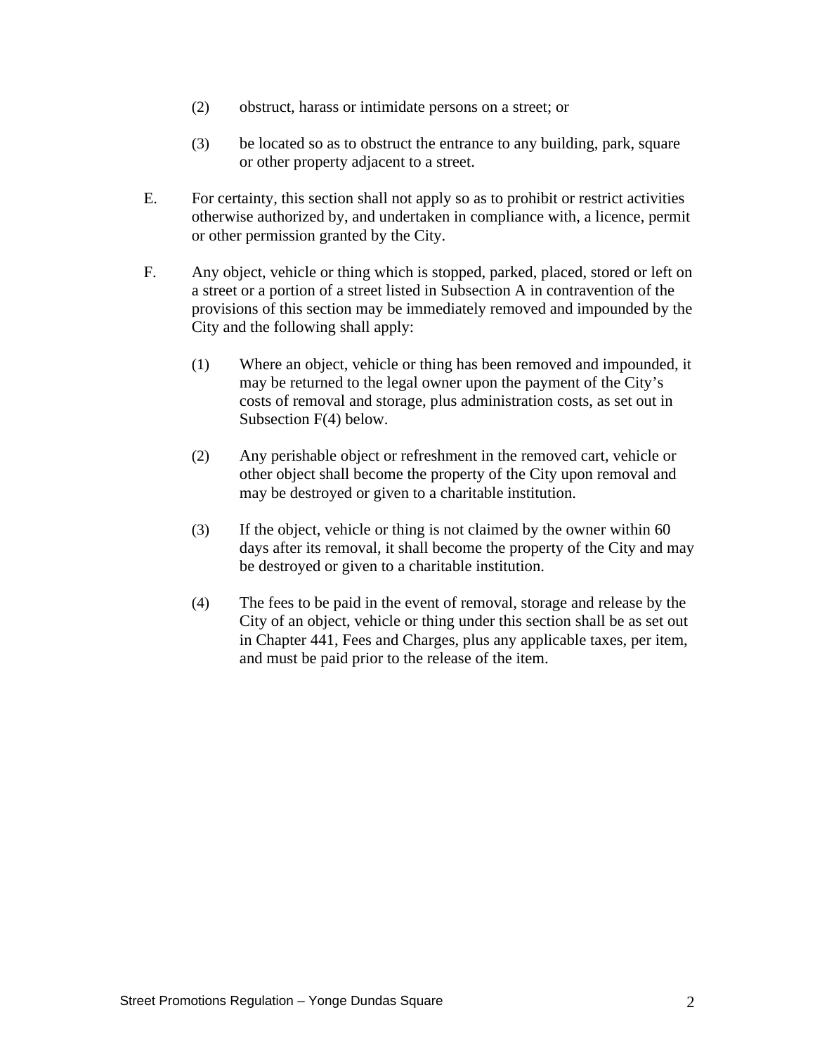(2) obstruct, harass or intimidate persons on a street; or

(3) be located so as to obstruct the entrance to any building, park, square or other property adjacent to a street.

E. For certainty, this section shall not apply so as to prohibit or restrict activities otherwise authorized by, and undertaken in compliance with, a licence, permit or other permission granted by the City.

F. Any object, vehicle or thing which is stopped, parked, placed, stored or left on a street or a portion of a street listed in Subsection A in contravention of the provisions of this section may be immediately removed and impounded by the City and the following shall apply:

(1) Where an object, vehicle or thing has been removed and impounded, it may be returned to the legal owner upon the payment of the City's costs of removal and storage, plus administration costs, as set out in Subsection F(4) below.

(2) Any perishable object or refreshment in the removed cart, vehicle or other object shall become the property of the City upon removal and may be destroyed or given to a charitable institution.

(3) If the object, vehicle or thing is not claimed by the owner within 60 days after its removal, it shall become the property of the City and may be destroyed or given to a charitable institution.

(4) The fees to be paid in the event of removal, storage and release by the City of an object, vehicle or thing under this section shall be as set out in Chapter 441, Fees and Charges, plus any applicable taxes, per item, and must be paid prior to the release of the item.